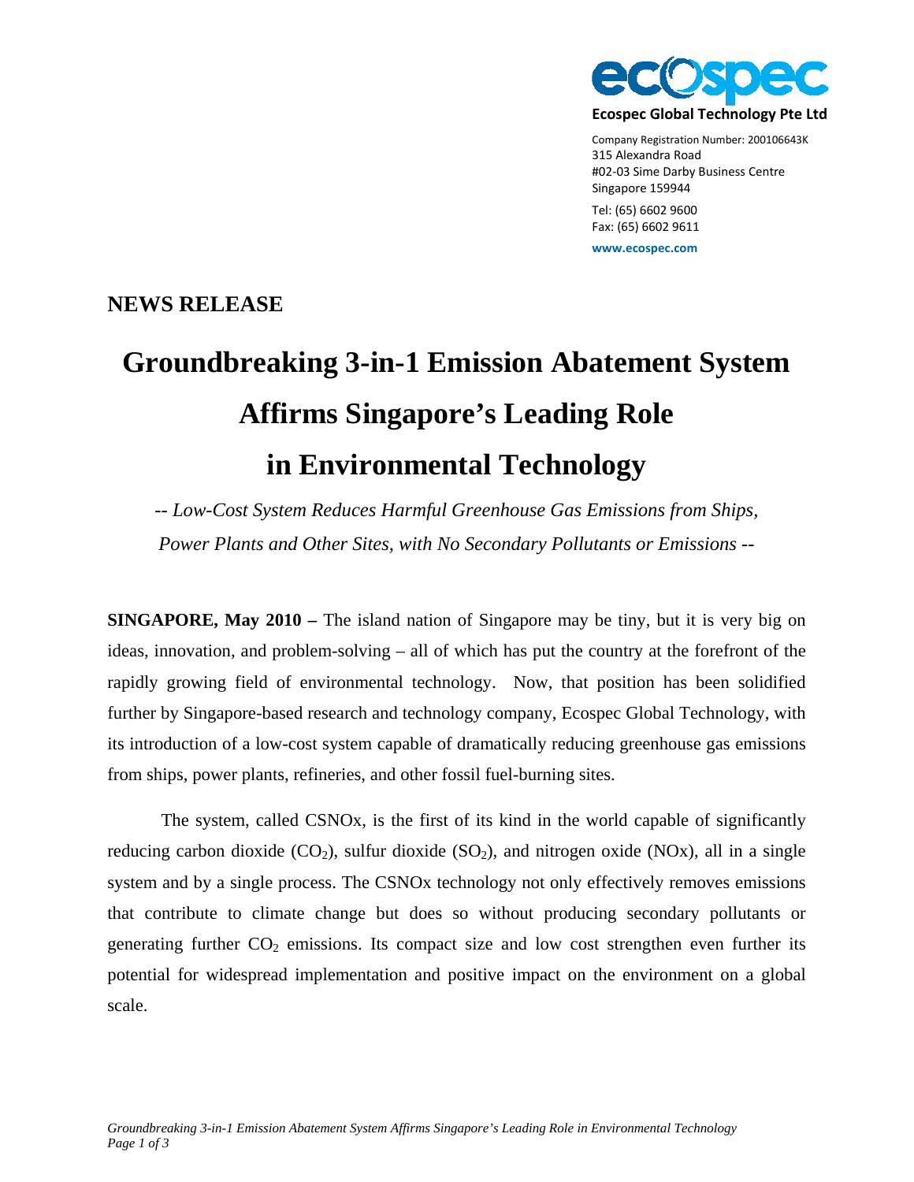**Ecospec Global Technology Pte Ltd**

Company Registration Number: 200106643K
315 Alexandra Road
#02-03 Sime Darby Business Centre
Singapore 159944

Tel: (65) 6602 9600
Fax: (65) 6602 9611

**www.ecospec.com**

## NEWS RELEASE

# Groundbreaking 3-in-1 Emission Abatement System Affirms Singapore's Leading Role in Environmental Technology

*-- Low-Cost System Reduces Harmful Greenhouse Gas Emissions from Ships, Power Plants and Other Sites, with No Secondary Pollutants or Emissions --*

**SINGAPORE, May 2010 –** The island nation of Singapore may be tiny, but it is very big on ideas, innovation, and problem-solving – all of which has put the country at the forefront of the rapidly growing field of environmental technology. Now, that position has been solidified further by Singapore-based research and technology company, Ecospec Global Technology, with its introduction of a low-cost system capable of dramatically reducing greenhouse gas emissions from ships, power plants, refineries, and other fossil fuel-burning sites.

The system, called CSNOx, is the first of its kind in the world capable of significantly reducing carbon dioxide ($CO_2$), sulfur dioxide ($SO_2$), and nitrogen oxide (NOx), all in a single system and by a single process. The CSNOx technology not only effectively removes emissions that contribute to climate change but does so without producing secondary pollutants or generating further $CO_2$ emissions. Its compact size and low cost strengthen even further its potential for widespread implementation and positive impact on the environment on a global scale.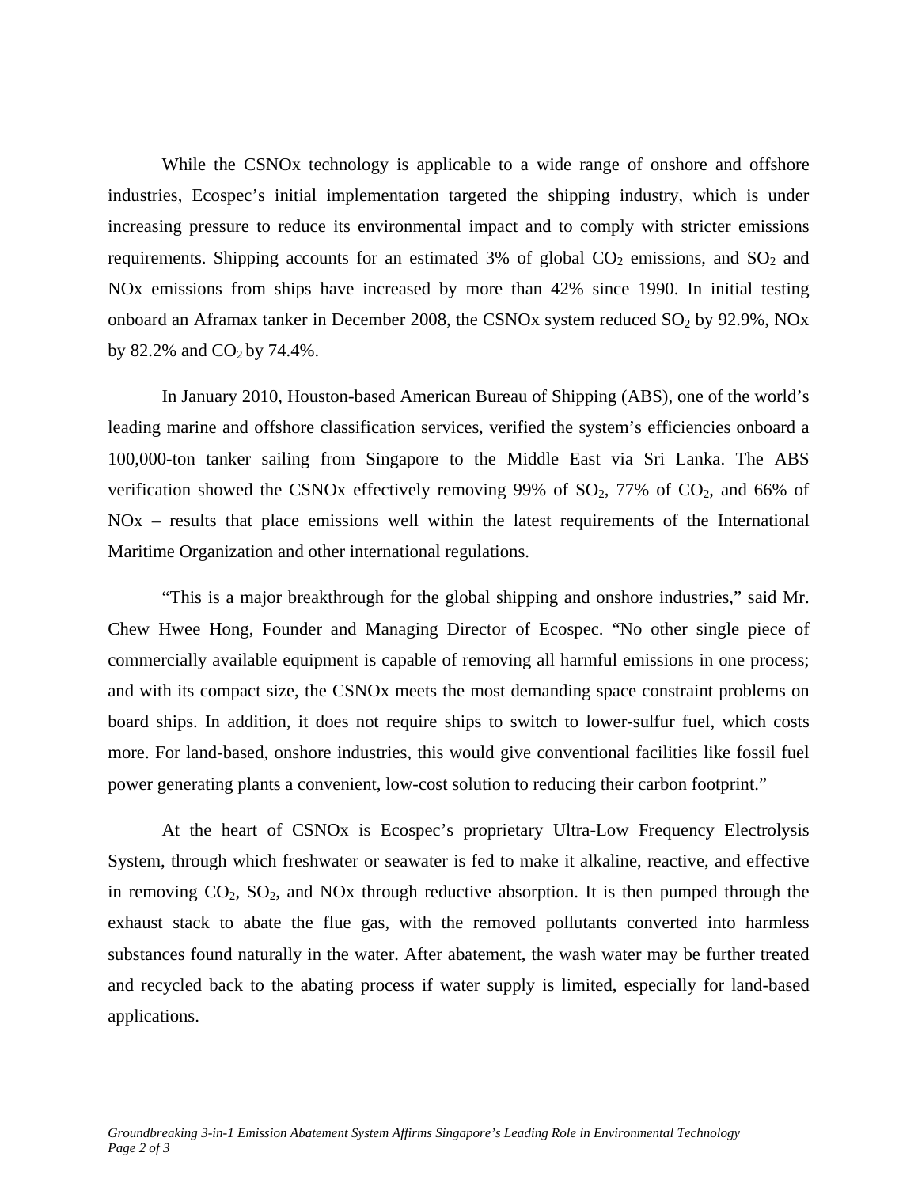While the CSNOx technology is applicable to a wide range of onshore and offshore industries, Ecospec's initial implementation targeted the shipping industry, which is under increasing pressure to reduce its environmental impact and to comply with stricter emissions requirements. Shipping accounts for an estimated 3% of global $CO_2$ emissions, and $SO_2$ and NOx emissions from ships have increased by more than 42% since 1990. In initial testing onboard an Aframax tanker in December 2008, the CSNOx system reduced $SO_2$ by 92.9%, NOx by 82.2% and $CO_2$ by 74.4%.

In January 2010, Houston-based American Bureau of Shipping (ABS), one of the world's leading marine and offshore classification services, verified the system's efficiencies onboard a 100,000-ton tanker sailing from Singapore to the Middle East via Sri Lanka. The ABS verification showed the CSNOx effectively removing 99% of $SO_2$, 77% of $CO_2$, and 66% of NOx – results that place emissions well within the latest requirements of the International Maritime Organization and other international regulations.

"This is a major breakthrough for the global shipping and onshore industries," said Mr. Chew Hwee Hong, Founder and Managing Director of Ecospec. "No other single piece of commercially available equipment is capable of removing all harmful emissions in one process; and with its compact size, the CSNOx meets the most demanding space constraint problems on board ships. In addition, it does not require ships to switch to lower-sulfur fuel, which costs more. For land-based, onshore industries, this would give conventional facilities like fossil fuel power generating plants a convenient, low-cost solution to reducing their carbon footprint."

At the heart of CSNOx is Ecospec's proprietary Ultra-Low Frequency Electrolysis System, through which freshwater or seawater is fed to make it alkaline, reactive, and effective in removing $CO_2$, $SO_2$, and NOx through reductive absorption. It is then pumped through the exhaust stack to abate the flue gas, with the removed pollutants converted into harmless substances found naturally in the water. After abatement, the wash water may be further treated and recycled back to the abating process if water supply is limited, especially for land-based applications.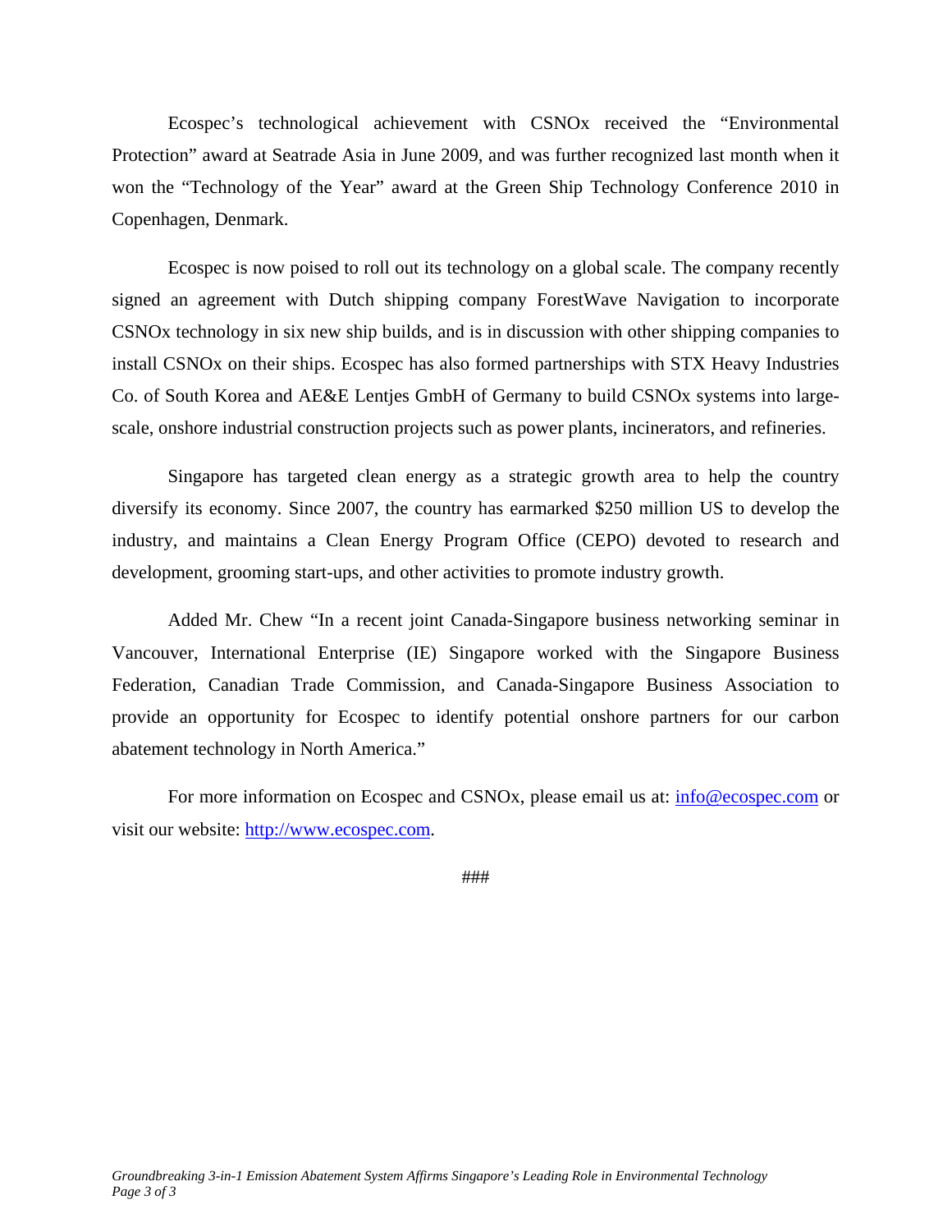Ecospec's technological achievement with CSNOx received the "Environmental Protection" award at Seatrade Asia in June 2009, and was further recognized last month when it won the "Technology of the Year" award at the Green Ship Technology Conference 2010 in Copenhagen, Denmark.

Ecospec is now poised to roll out its technology on a global scale. The company recently signed an agreement with Dutch shipping company ForestWave Navigation to incorporate CSNOx technology in six new ship builds, and is in discussion with other shipping companies to install CSNOx on their ships. Ecospec has also formed partnerships with STX Heavy Industries Co. of South Korea and AE&E Lentjes GmbH of Germany to build CSNOx systems into large-scale, onshore industrial construction projects such as power plants, incinerators, and refineries.

Singapore has targeted clean energy as a strategic growth area to help the country diversify its economy. Since 2007, the country has earmarked $250 million US to develop the industry, and maintains a Clean Energy Program Office (CEPO) devoted to research and development, grooming start-ups, and other activities to promote industry growth.

Added Mr. Chew "In a recent joint Canada-Singapore business networking seminar in Vancouver, International Enterprise (IE) Singapore worked with the Singapore Business Federation, Canadian Trade Commission, and Canada-Singapore Business Association to provide an opportunity for Ecospec to identify potential onshore partners for our carbon abatement technology in North America."

For more information on Ecospec and CSNOx, please email us at: info@ecospec.com or visit our website: http://www.ecospec.com.

###